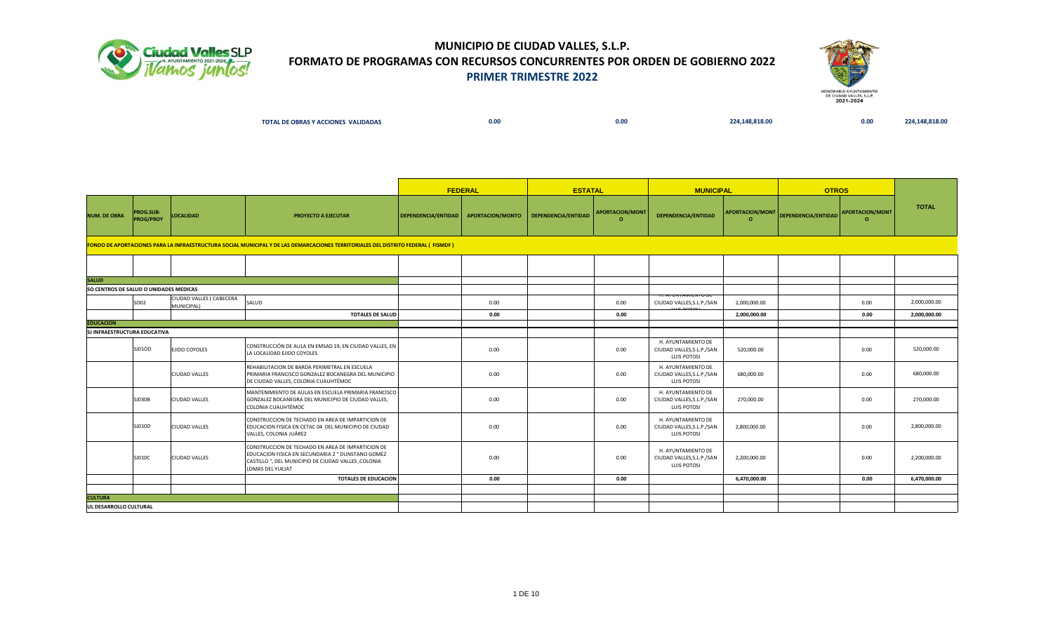# MUNICIPIO DE CIUDAD VALLES, S.L.P.

## FORMATO DE PROGRAMAS CON RECURSOS CONCURRENTES POR ORDEN DE GOBIERNO 2022

### PRIMER TRIMESTRE 2022

| TOTAL DE OBRAS Y ACCIONES VALIDADAS | 0.00 | 0.00 | 224,148,818.00 | 0.00 | 224,148,818.00 |
|---|---|---|---|---|---|

| | | | | FEDERAL | | ESTATAL | | MUNICIPAL | | OTROS | | TOTAL |
|---|---|---|---|---|---|---|---|---|---|---|---|---|
| NUM. DE OBRA | PROG.SUB-PROG/PROY | LOCALIDAD | PROYECTO A EJECUTAR | DEPENDENCIA/ENTIDAD | APORTACION/MONTO | DEPENDENCIA/ENTIDAD | APORTACION/MONTO | DEPENDENCIA/ENTIDAD | APORTACION/MONTO | DEPENDENCIA/ENTIDAD | APORTACION/MONTO | |
| FONDO DE APORTACIONES PARA LA INFRAESTRUCTURA SOCIAL MUNICIPAL Y DE LAS DEMARCACIONES TERRITORIALES DEL DISTRITO FEDERAL ( FISMDF ) | | | | | | | | | | | | |
| | | | | | | | | | | | | |
| SALUD | | | | | | | | | | | | |
| SO CENTROS DE SALUD O UNIDADES MEDICAS | | | | | | | | | | | | |
| | SO02 | CIUDAD VALLES ( CABECERA MUNICIPAL) | SALUD | | 0.00 | | 0.00 | H. AYUNTAMIENTO DE CIUDAD VALLES,S.L.P./SAN LUIS POTOSI | 2,000,000.00 | | 0.00 | 2,000,000.00 |
| | | | TOTALES DE SALUD | | 0.00 | | 0.00 | | 2,000,000.00 | | 0.00 | 2,000,000.00 |
| EDUCACION | | | | | | | | | | | | |
| SJ INFRAESTRUCTURA EDUCATIVA | | | | | | | | | | | | |
| | SJ01OD | EJIDO COYOLES | CONSTRUCCIÓN DE AULA EN EMSAD 19, EN CIUDAD VALLES, EN LA LOCALIDAD EJIDO COYOLES | | 0.00 | | 0.00 | H. AYUNTAMIENTO DE CIUDAD VALLES,S.L.P./SAN LUIS POTOSI | 520,000.00 | | 0.00 | 520,000.00 |
| | | CIUDAD VALLES | REHABILITACION DE BARDA PERIMETRAL EN ESCUELA PRIMARIA FRANCISCO GONZALEZ BOCANEGRA DEL MUNICIPIO DE CIUDAD VALLES, COLONIA CUAUHTÉMOC | | 0.00 | | 0.00 | H. AYUNTAMIENTO DE CIUDAD VALLES,S.L.P./SAN LUIS POTOSI | 680,000.00 | | 0.00 | 680,000.00 |
| | SJ030B | CIUDAD VALLES | MANTENIMIENTO DE AULAS EN ESCUELA PRIMARIA FRANCISCO GONZALEZ BOCANEGRA DEL MUNICIPIO DE CIUDAD VALLES, COLONIA CUAUHTÉMOC | | 0.00 | | 0.00 | H. AYUNTAMIENTO DE CIUDAD VALLES,S.L.P./SAN LUIS POTOSI | 270,000.00 | | 0.00 | 270,000.00 |
| | SJ010D | CIUDAD VALLES | CONSTRUCCION DE TECHADO EN AREA DE IMPARTICION DE EDUCACION FISICA EN CETAC 04 DEL MUNICIPIO DE CIUDAD VALLES, COLONIA JUÁREZ | | 0.00 | | 0.00 | H. AYUNTAMIENTO DE CIUDAD VALLES,S.L.P./SAN LUIS POTOSI | 2,800,000.00 | | 0.00 | 2,800,000.00 |
| | SJ010C | CIUDAD VALLES | CONSTRUCCION DE TECHADO EN AREA DE IMPARTICION DE EDUCACION FISICA EN SECUNDARIA 2 " DUNSTANO GOMEZ CASTILLO ", DEL MUNICIPIO DE CIUDAD VALLES ,COLONIA LOMAS DEL YUEJAT | | 0.00 | | 0.00 | H. AYUNTAMIENTO DE CIUDAD VALLES,S.L.P./SAN LUIS POTOSI | 2,200,000.00 | | 0.00 | 2,200,000.00 |
| | | | TOTALES DE EDUCACION | | 0.00 | | 0.00 | | 6,470,000.00 | | 0.00 | 6,470,000.00 |
| | | | | | | | | | | | | |
| CULTURA | | | | | | | | | | | | |
| UL DESARROLLO CULTURAL | | | | | | | | | | | | |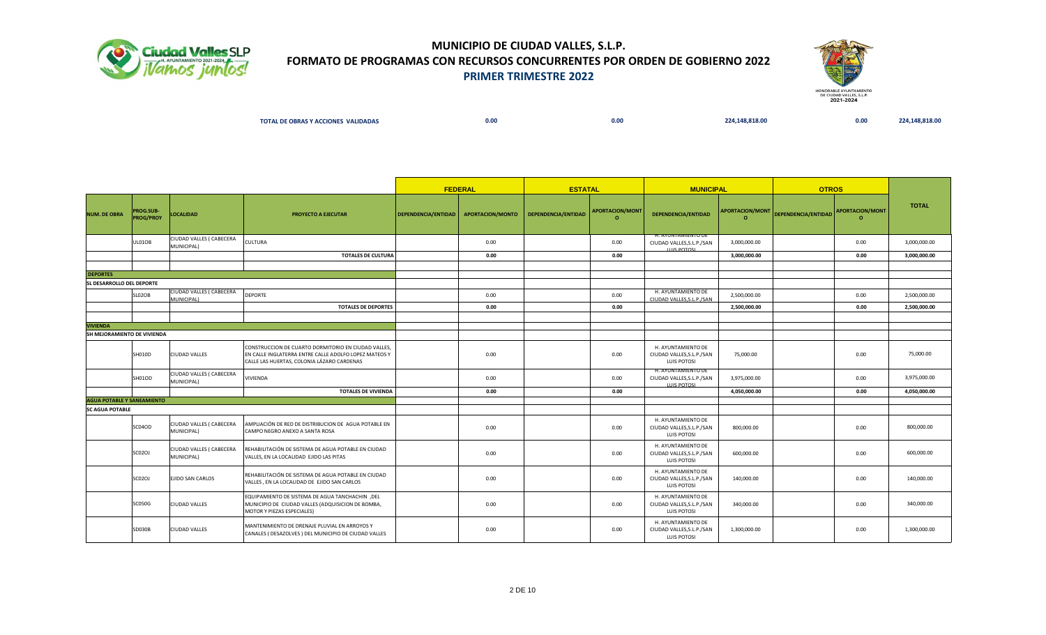# MUNICIPIO DE CIUDAD VALLES, S.L.P.

## FORMATO DE PROGRAMAS CON RECURSOS CONCURRENTES POR ORDEN DE GOBIERNO 2022

### PRIMER TRIMESTRE 2022

**TOTAL DE OBRAS Y ACCIONES VALIDADAS** 0.00 0.00 224,148,818.00 0.00 224,148,818.00

| | | | | FEDERAL | | ESTATAL | | MUNICIPAL | | OTROS | | |
|---|---|---|---|---|---|---|---|---|---|---|---|---|
| NUM. DE OBRA | PROG.SUB-PROG/PROY | LOCALIDAD | PROYECTO A EJECUTAR | DEPENDENCIA/ENTIDAD | APORTACION/MONTO | DEPENDENCIA/ENTIDAD | APORTACION/MONTO | DEPENDENCIA/ENTIDAD | APORTACION/MONTO | DEPENDENCIA/ENTIDAD | APORTACION/MONTO | TOTAL |
| | UL01OB | CIUDAD VALLES ( CABECERA MUNICIPAL) | CULTURA | | 0.00 | | 0.00 | H. AYUNTAMIENTO DE CIUDAD VALLES,S.L.P./SAN LUIS POTOSI | 3,000,000.00 | | 0.00 | 3,000,000.00 |
| | | | **TOTALES DE CULTURA** | | **0.00** | | **0.00** | | **3,000,000.00** | | **0.00** | **3,000,000.00** |
| **DEPORTES** | | | | | | | | | | | | |
| **SL DESARROLLO DEL DEPORTE** | | | | | | | | | | | | |
| | SL02OB | CIUDAD VALLES ( CABECERA MUNICIPAL) | DEPORTE | | 0.00 | | 0.00 | H. AYUNTAMIENTO DE CIUDAD VALLES,S.L.P./SAN | 2,500,000.00 | | 0.00 | 2,500,000.00 |
| | | | **TOTALES DE DEPORTES** | | **0.00** | | **0.00** | | **2,500,000.00** | | **0.00** | **2,500,000.00** |
| **VIVIENDA** | | | | | | | | | | | | |
| **SH MEJORAMIENTO DE VIVIENDA** | | | | | | | | | | | | |
| | SH010D | CIUDAD VALLES | CONSTRUCCION DE CUARTO DORMITORIO EN CIUDAD VALLES, EN CALLE INGLATERRA ENTRE CALLE ADOLFO LOPEZ MATEOS Y CALLE LAS HUERTAS, COLONIA LÁZARO CARDENAS | | 0.00 | | 0.00 | H. AYUNTAMIENTO DE CIUDAD VALLES,S.L.P./SAN LUIS POTOSI | 75,000.00 | | 0.00 | 75,000.00 |
| | SH01OD | CIUDAD VALLES ( CABECERA MUNICIPAL) | VIVIENDA | | 0.00 | | 0.00 | H. AYUNTAMIENTO DE CIUDAD VALLES,S.L.P./SAN LUIS POTOSI | 3,975,000.00 | | 0.00 | 3,975,000.00 |
| | | | **TOTALES DE VIVIENDA** | | **0.00** | | **0.00** | | **4,050,000.00** | | **0.00** | **4,050,000.00** |
| **AGUA POTABLE Y SANEAMIENTO** | | | | | | | | | | | | |
| **SC AGUA POTABLE** | | | | | | | | | | | | |
| | SC04OD | CIUDAD VALLES ( CABECERA MUNICIPAL) | AMPLIACIÓN DE RED DE DISTRIBUCION DE AGUA POTABLE EN CAMPO NEGRO ANEXO A SANTA ROSA | | 0.00 | | 0.00 | H. AYUNTAMIENTO DE CIUDAD VALLES,S.L.P./SAN LUIS POTOSI | 800,000.00 | | 0.00 | 800,000.00 |
| | SC02OJ | CIUDAD VALLES ( CABECERA MUNICIPAL) | REHABILITACIÓN DE SISTEMA DE AGUA POTABLE EN CIUDAD VALLES, EN LA LOCALIDAD EJIDO LAS PITAS | | 0.00 | | 0.00 | H. AYUNTAMIENTO DE CIUDAD VALLES,S.L.P./SAN LUIS POTOSI | 600,000.00 | | 0.00 | 600,000.00 |
| | SC02OJ | EJIDO SAN CARLOS | REHABILITACIÓN DE SISTEMA DE AGUA POTABLE EN CIUDAD VALLES , EN LA LOCALIDAD DE EJIDO SAN CARLOS | | 0.00 | | 0.00 | H. AYUNTAMIENTO DE CIUDAD VALLES,S.L.P./SAN LUIS POTOSI | 140,000.00 | | 0.00 | 140,000.00 |
| | SC05OG | CIUDAD VALLES | EQUIPAMIENTO DE SISTEMA DE AGUA TANCHACHIN ,DEL MUNICIPIO DE CIUDAD VALLES (ADQUISICION DE BOMBA, MOTOR Y PIEZAS ESPECIALES) | | 0.00 | | 0.00 | H. AYUNTAMIENTO DE CIUDAD VALLES,S.L.P./SAN LUIS POTOSI | 340,000.00 | | 0.00 | 340,000.00 |
| | SD030B | CIUDAD VALLES | MANTENIMIENTO DE DRENAJE PLUVIAL EN ARROYOS Y CANALES ( DESAZOLVES ) DEL MUNICIPIO DE CIUDAD VALLES | | 0.00 | | 0.00 | H. AYUNTAMIENTO DE CIUDAD VALLES,S.L.P./SAN LUIS POTOSI | 1,300,000.00 | | 0.00 | 1,300,000.00 |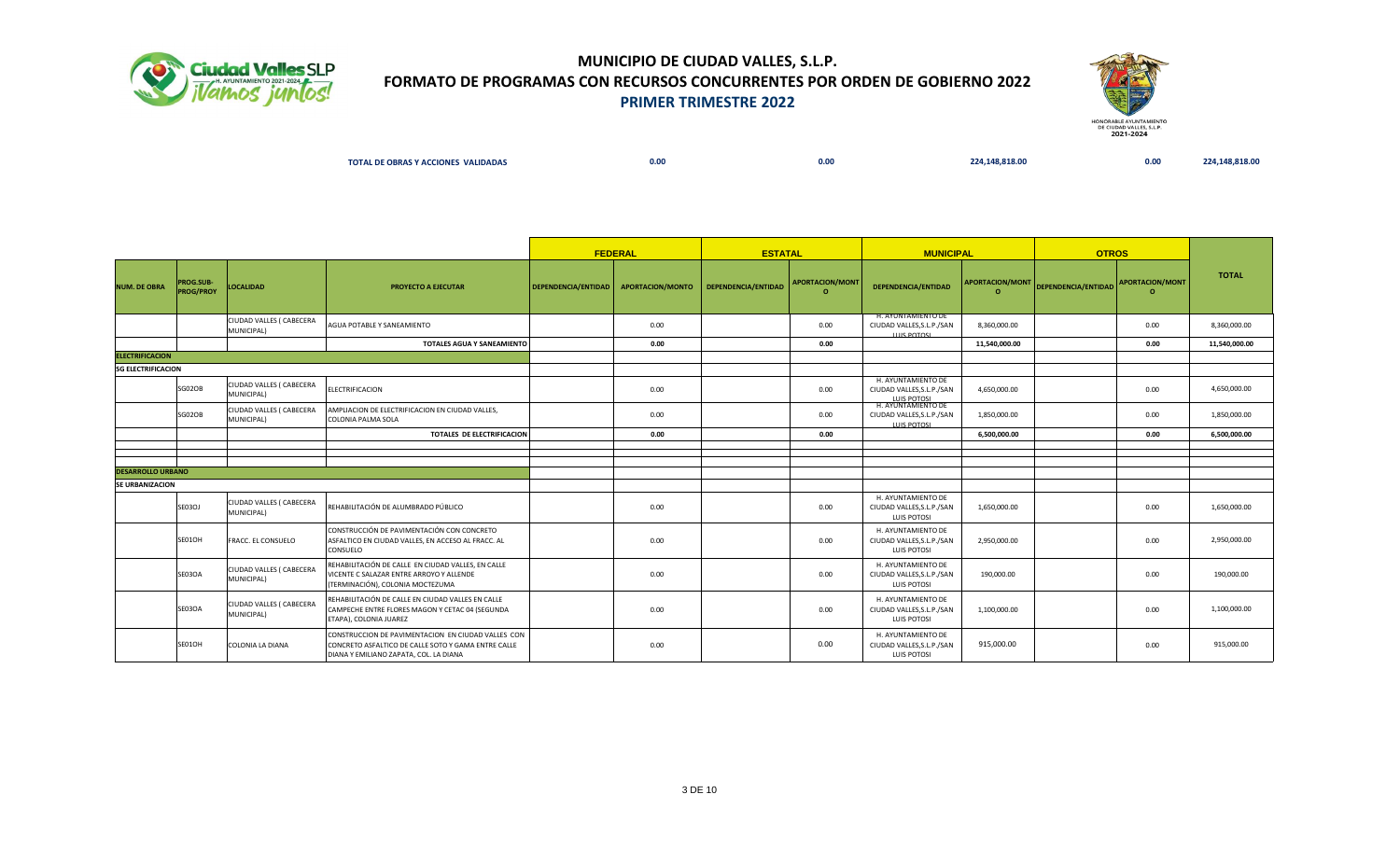# MUNICIPIO DE CIUDAD VALLES, S.L.P.

## FORMATO DE PROGRAMAS CON RECURSOS CONCURRENTES POR ORDEN DE GOBIERNO 2022

### PRIMER TRIMESTRE 2022

| TOTAL DE OBRAS Y ACCIONES VALIDADAS | 0.00 | 0.00 | 224,148,818.00 | 0.00 | 224,148,818.00 |
|---|---|---|---|---|---|

| | | | | FEDERAL | | ESTATAL | | MUNICIPAL | | OTROS | | |
|---|---|---|---|---|---|---|---|---|---|---|---|---|
| NUM. DE OBRA | PROG.SUB-PROG/PROY | LOCALIDAD | PROYECTO A EJECUTAR | DEPENDENCIA/ENTIDAD | APORTACION/MONTO | DEPENDENCIA/ENTIDAD | APORTACION/MONTO | DEPENDENCIA/ENTIDAD | APORTACION/MONTO | DEPENDENCIA/ENTIDAD | APORTACION/MONTO | TOTAL |
| | | CIUDAD VALLES ( CABECERA MUNICIPAL) | AGUA POTABLE Y SANEAMIENTO | | 0.00 | | 0.00 | H. AYUNTAMIENTO DE CIUDAD VALLES,S.L.P./SAN LUIS POTOSI | 8,360,000.00 | | 0.00 | 8,360,000.00 |
| | | | TOTALES AGUA Y SANEAMIENTO | | 0.00 | | 0.00 | | 11,540,000.00 | | 0.00 | 11,540,000.00 |
| ELECTRIFICACION | | | | | | | | | | | | |
| SG ELECTRIFICACION | | | | | | | | | | | | |
| | SG02OB | CIUDAD VALLES ( CABECERA MUNICIPAL) | ELECTRIFICACION | | 0.00 | | 0.00 | H. AYUNTAMIENTO DE CIUDAD VALLES,S.L.P./SAN LUIS POTOSI | 4,650,000.00 | | 0.00 | 4,650,000.00 |
| | SG02OB | CIUDAD VALLES ( CABECERA MUNICIPAL) | AMPLIACION DE ELECTRIFICACION EN CIUDAD VALLES, COLONIA PALMA SOLA | | 0.00 | | 0.00 | H. AYUNTAMIENTO DE CIUDAD VALLES,S.L.P./SAN LUIS POTOSI | 1,850,000.00 | | 0.00 | 1,850,000.00 |
| | | | TOTALES DE ELECTRIFICACION | | 0.00 | | 0.00 | | 6,500,000.00 | | 0.00 | 6,500,000.00 |
| DESARROLLO URBANO | | | | | | | | | | | | |
| SE URBANIZACION | | | | | | | | | | | | |
| | SE03OJ | CIUDAD VALLES ( CABECERA MUNICIPAL) | REHABILITACIÓN DE ALUMBRADO PÚBLICO | | 0.00 | | 0.00 | H. AYUNTAMIENTO DE CIUDAD VALLES,S.L.P./SAN LUIS POTOSI | 1,650,000.00 | | 0.00 | 1,650,000.00 |
| | SE01OH | FRACC. EL CONSUELO | CONSTRUCCIÓN DE PAVIMENTACIÓN CON CONCRETO ASFALTICO EN CIUDAD VALLES, EN ACCESO AL FRACC. AL CONSUELO | | 0.00 | | 0.00 | H. AYUNTAMIENTO DE CIUDAD VALLES,S.L.P./SAN LUIS POTOSI | 2,950,000.00 | | 0.00 | 2,950,000.00 |
| | SE03OA | CIUDAD VALLES ( CABECERA MUNICIPAL) | REHABILITACIÓN DE CALLE EN CIUDAD VALLES, EN CALLE VICENTE C SALAZAR ENTRE ARROYO Y ALLENDE (TERMINACIÓN), COLONIA MOCTEZUMA | | 0.00 | | 0.00 | H. AYUNTAMIENTO DE CIUDAD VALLES,S.L.P./SAN LUIS POTOSI | 190,000.00 | | 0.00 | 190,000.00 |
| | SE03OA | CIUDAD VALLES ( CABECERA MUNICIPAL) | REHABILITACIÓN DE CALLE EN CIUDAD VALLES EN CALLE CAMPECHE ENTRE FLORES MAGON Y CETAC 04 (SEGUNDA ETAPA), COLONIA JUAREZ | | 0.00 | | 0.00 | H. AYUNTAMIENTO DE CIUDAD VALLES,S.L.P./SAN LUIS POTOSI | 1,100,000.00 | | 0.00 | 1,100,000.00 |
| | SE01OH | COLONIA LA DIANA | CONSTRUCCION DE PAVIMENTACION EN CIUDAD VALLES CON CONCRETO ASFALTICO DE CALLE SOTO Y GAMA ENTRE CALLE DIANA Y EMILIANO ZAPATA, COL. LA DIANA | | 0.00 | | 0.00 | H. AYUNTAMIENTO DE CIUDAD VALLES,S.L.P./SAN LUIS POTOSI | 915,000.00 | | 0.00 | 915,000.00 |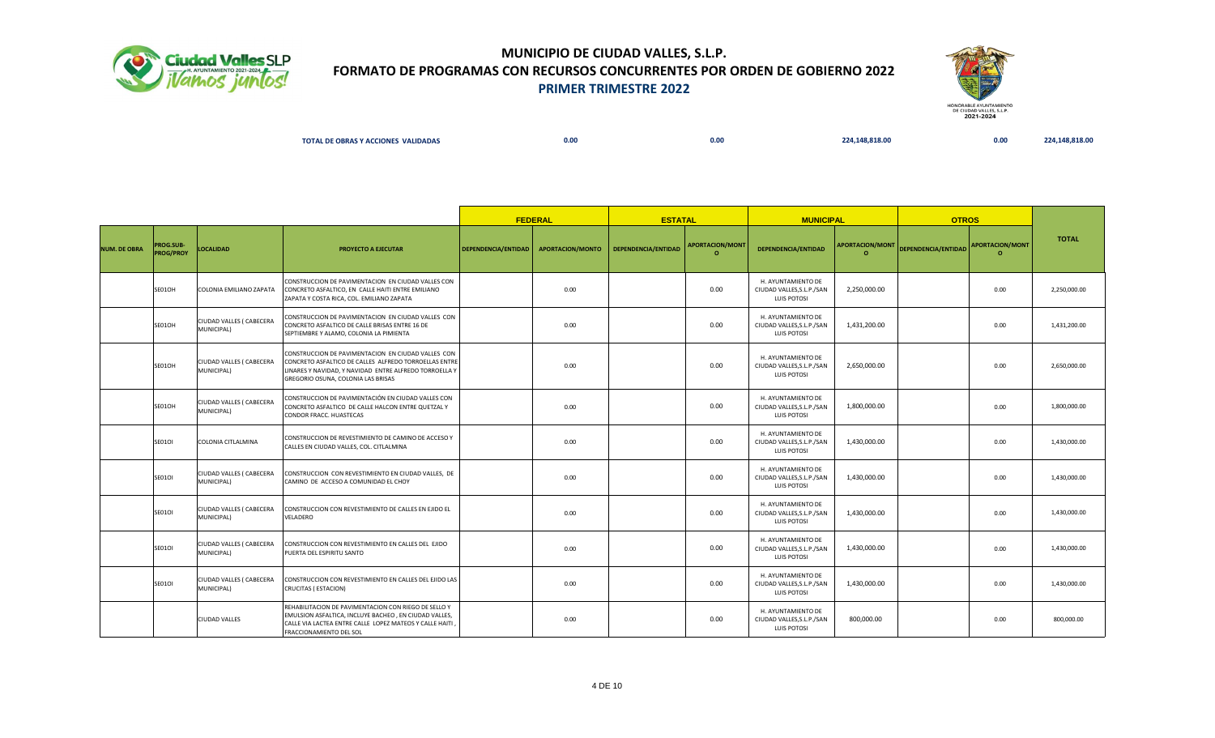# MUNICIPIO DE CIUDAD VALLES, S.L.P.

## FORMATO DE PROGRAMAS CON RECURSOS CONCURRENTES POR ORDEN DE GOBIERNO 2022

### PRIMER TRIMESTRE 2022

| TOTAL DE OBRAS Y ACCIONES VALIDADAS | 0.00 | 0.00 | 224,148,818.00 | 0.00 | 224,148,818.00 |
|---|---|---|---|---|---|

| | | | | FEDERAL | | ESTATAL | | MUNICIPAL | | OTROS | | |
|---|---|---|---|---|---|---|---|---|---|---|---|---|
| NUM. DE OBRA | PROG.SUB-PROG/PROY | LOCALIDAD | PROYECTO A EJECUTAR | DEPENDENCIA/ENTIDAD | APORTACION/MONTO | DEPENDENCIA/ENTIDAD | APORTACION/MONTO | DEPENDENCIA/ENTIDAD | APORTACION/MONTO | DEPENDENCIA/ENTIDAD | APORTACION/MONTO | TOTAL |
| | SE01OH | COLONIA EMILIANO ZAPATA | CONSTRUCCION DE PAVIMENTACION EN CIUDAD VALLES CON CONCRETO ASFALTICO, EN CALLE HAITI ENTRE EMILIANO ZAPATA Y COSTA RICA, COL. EMILIANO ZAPATA | | 0.00 | | 0.00 | H. AYUNTAMIENTO DE CIUDAD VALLES,S.L.P./SAN LUIS POTOSI | 2,250,000.00 | | 0.00 | 2,250,000.00 |
| | SE01OH | CIUDAD VALLES ( CABECERA MUNICIPAL) | CONSTRUCCION DE PAVIMENTACION EN CIUDAD VALLES CON CONCRETO ASFALTICO DE CALLE BRISAS ENTRE 16 DE SEPTIEMBRE Y ALAMO, COLONIA LA PIMIENTA | | 0.00 | | 0.00 | H. AYUNTAMIENTO DE CIUDAD VALLES,S.L.P./SAN LUIS POTOSI | 1,431,200.00 | | 0.00 | 1,431,200.00 |
| | SE01OH | CIUDAD VALLES ( CABECERA MUNICIPAL) | CONSTRUCCION DE PAVIMENTACION EN CIUDAD VALLES CON CONCRETO ASFALTICO DE CALLES ALFREDO TORROELLAS ENTRE LINARES Y NAVIDAD, Y NAVIDAD ENTRE ALFREDO TORROELLA Y GREGORIO OSUNA, COLONIA LAS BRISAS | | 0.00 | | 0.00 | H. AYUNTAMIENTO DE CIUDAD VALLES,S.L.P./SAN LUIS POTOSI | 2,650,000.00 | | 0.00 | 2,650,000.00 |
| | SE01OH | CIUDAD VALLES ( CABECERA MUNICIPAL) | CONSTRUCCION DE PAVIMENTACIÓN EN CIUDAD VALLES CON CONCRETO ASFALTICO DE CALLE HALCON ENTRE QUETZAL Y CONDOR FRACC. HUASTECAS | | 0.00 | | 0.00 | H. AYUNTAMIENTO DE CIUDAD VALLES,S.L.P./SAN LUIS POTOSI | 1,800,000.00 | | 0.00 | 1,800,000.00 |
| | SE01OI | COLONIA CITLALMINA | CONSTRUCCION DE REVESTIMIENTO DE CAMINO DE ACCESO Y CALLES EN CIUDAD VALLES, COL. CITLALMINA | | 0.00 | | 0.00 | H. AYUNTAMIENTO DE CIUDAD VALLES,S.L.P./SAN LUIS POTOSI | 1,430,000.00 | | 0.00 | 1,430,000.00 |
| | SE01OI | CIUDAD VALLES ( CABECERA MUNICIPAL) | CONSTRUCCION CON REVESTIMIENTO EN CIUDAD VALLES, DE CAMINO DE ACCESO A COMUNIDAD EL CHOY | | 0.00 | | 0.00 | H. AYUNTAMIENTO DE CIUDAD VALLES,S.L.P./SAN LUIS POTOSI | 1,430,000.00 | | 0.00 | 1,430,000.00 |
| | SE01OI | CIUDAD VALLES ( CABECERA MUNICIPAL) | CONSTRUCCION CON REVESTIMIENTO DE CALLES EN EJIDO EL VELADERO | | 0.00 | | 0.00 | H. AYUNTAMIENTO DE CIUDAD VALLES,S.L.P./SAN LUIS POTOSI | 1,430,000.00 | | 0.00 | 1,430,000.00 |
| | SE01OI | CIUDAD VALLES ( CABECERA MUNICIPAL) | CONSTRUCCION CON REVESTIMIENTO EN CALLES DEL EJIDO PUERTA DEL ESPIRITU SANTO | | 0.00 | | 0.00 | H. AYUNTAMIENTO DE CIUDAD VALLES,S.L.P./SAN LUIS POTOSI | 1,430,000.00 | | 0.00 | 1,430,000.00 |
| | SE01OI | CIUDAD VALLES ( CABECERA MUNICIPAL) | CONSTRUCCION CON REVESTIMIENTO EN CALLES DEL EJIDO LAS CRUCITAS ( ESTACION) | | 0.00 | | 0.00 | H. AYUNTAMIENTO DE CIUDAD VALLES,S.L.P./SAN LUIS POTOSI | 1,430,000.00 | | 0.00 | 1,430,000.00 |
| | | CIUDAD VALLES | REHABILITACION DE PAVIMENTACION CON RIEGO DE SELLO Y EMULSION ASFALTICA, INCLUYE BACHEO , EN CIUDAD VALLES, CALLE VIA LACTEA ENTRE CALLE LOPEZ MATEOS Y CALLE HAITI , FRACCIONAMIENTO DEL SOL | | 0.00 | | 0.00 | H. AYUNTAMIENTO DE CIUDAD VALLES,S.L.P./SAN LUIS POTOSI | 800,000.00 | | 0.00 | 800,000.00 |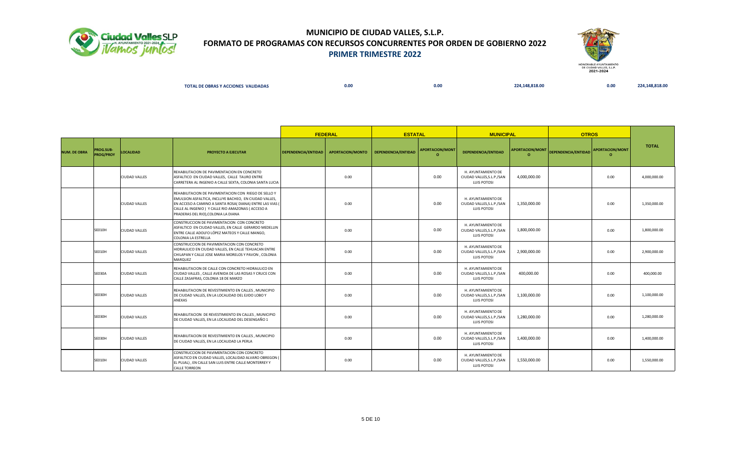# MUNICIPIO DE CIUDAD VALLES, S.L.P.

## FORMATO DE PROGRAMAS CON RECURSOS CONCURRENTES POR ORDEN DE GOBIERNO 2022

### PRIMER TRIMESTRE 2022

HONORABLE AYUNTAMIENTO DE CIUDAD VALLES, S.L.P. 2021-2024

| TOTAL DE OBRAS Y ACCIONES VALIDADAS | 0.00 | 0.00 | 224,148,818.00 | 0.00 | 224,148,818.00 |
|---|---|---|---|---|---|

| NUM. DE OBRA | PROG.SUB-PROG/PROY | LOCALIDAD | PROYECTO A EJECUTAR | FEDERAL | | ESTATAL | | MUNICIPAL | | OTROS | | TOTAL |
|---|---|---|---|---|---|---|---|---|---|---|---|---|
| | | | | DEPENDENCIA/ENTIDAD | APORTACION/MONTO | DEPENDENCIA/ENTIDAD | APORTACION/MONTO | DEPENDENCIA/ENTIDAD | APORTACION/MONTO | DEPENDENCIA/ENTIDAD | APORTACION/MONTO | |
| | | CIUDAD VALLES | REHABILITACION DE PAVIMENTACION EN CONCRETO ASFALTICO EN CIUDAD VALLES, CALLE TAURO ENTRE CARRETERA AL INGENIO A CALLE SEXTA, COLONIA SANTA LUCIA | | 0.00 | | 0.00 | H. AYUNTAMIENTO DE CIUDAD VALLES,S.L.P./SAN LUIS POTOSI | 4,000,000.00 | | 0.00 | 4,000,000.00 |
| | | CIUDAD VALLES | REHABILITACION DE PAVIMENTACION CON RIEGO DE SELLO Y EMULSION ASFALTICA, INCLUYE BACHEO, EN CIUDAD VALLES, EN ACCESO A CAMINO A SANTA ROSA( DIANA) ENTRE LAS VIAS ( CALLE AL INGENIO ) Y CALLE RIO AMAZONAS ( ACCESO A PRADERAS DEL RIO),COLONIA LA DIANA | | 0.00 | | 0.00 | H. AYUNTAMIENTO DE CIUDAD VALLES,S.L.P./SAN LUIS POTOSI | 1,350,000.00 | | 0.00 | 1,350,000.00 |
| | SE010H | CIUDAD VALLES | CONSTRUCCION DE PAVIMENTACION CON CONCRETO ASFALTICO EN CIUDAD VALLES, EN CALLE GERARDO MEDELLIN ENTRE CALLE ADOLFO LÓPEZ MATEOS Y CALLE MANGO, COLONIA LA ESTRELLA | | 0.00 | | 0.00 | H. AYUNTAMIENTO DE CIUDAD VALLES,S.L.P./SAN LUIS POTOSI | 1,800,000.00 | | 0.00 | 1,800,000.00 |
| | SE010H | CIUDAD VALLES | CONSTRUCCION DE PAVIMENTACION CON CONCRETO HIDRAULICO EN CIUDAD VALLES, EN CALLE TEHUACAN ENTRE CHILAPAN Y CALLE JOSE MARIA MORELOS Y PAVON , COLONIA MARQUEZ | | 0.00 | | 0.00 | H. AYUNTAMIENTO DE CIUDAD VALLES,S.L.P./SAN LUIS POTOSI | 2,900,000.00 | | 0.00 | 2,900,000.00 |
| | SE030A | CIUDAD VALLES | REHABILITACION DE CALLE CON CONCRETO HIDRAULICO EN CIUDAD VALLES , CALLE AVENIDA DE LAS ROSAS Y CRUCE CON CALLE ZASAFRAS, COLONIA 18 DE MARZO | | 0.00 | | 0.00 | H. AYUNTAMIENTO DE CIUDAD VALLES,S.L.P./SAN LUIS POTOSI | 400,000.00 | | 0.00 | 400,000.00 |
| | SE030H | CIUDAD VALLES | REHABILITACION DE REVESTIMIENTO EN CALLES , MUNICIPIO DE CIUDAD VALLES, EN LA LOCALIDAD DEL EJIDO LOBO Y ANEXAS | | 0.00 | | 0.00 | H. AYUNTAMIENTO DE CIUDAD VALLES,S.L.P./SAN LUIS POTOSI | 1,100,000.00 | | 0.00 | 1,100,000.00 |
| | SE030H | CIUDAD VALLES | REHABILITACION DE REVESTIMIENTO EN CALLES , MUNICIPIO DE CIUDAD VALLES, EN LA LOCALIDAD DEL DESENGAÑO 1 | | 0.00 | | 0.00 | H. AYUNTAMIENTO DE CIUDAD VALLES,S.L.P./SAN LUIS POTOSI | 1,280,000.00 | | 0.00 | 1,280,000.00 |
| | SE030H | CIUDAD VALLES | REHABILITACION DE REVESTIMIENTO EN CALLES , MUNICIPIO DE CIUDAD VALLES, EN LA LOCALIDAD LA PERLA | | 0.00 | | 0.00 | H. AYUNTAMIENTO DE CIUDAD VALLES,S.L.P./SAN LUIS POTOSI | 1,400,000.00 | | 0.00 | 1,400,000.00 |
| | SE010H | CIUDAD VALLES | CONSTRUCCION DE PAVIMENTACION CON CONCRETO ASFALTICO EN CIUDAD VALLES, LOCALIDAD ALVARO OBREGON ( EL PUJAL) , EN CALLE SAN LUIS ENTRE CALLE MONTERREY Y CALLE TORREON | | 0.00 | | 0.00 | H. AYUNTAMIENTO DE CIUDAD VALLES,S.L.P./SAN LUIS POTOSI | 1,550,000.00 | | 0.00 | 1,550,000.00 |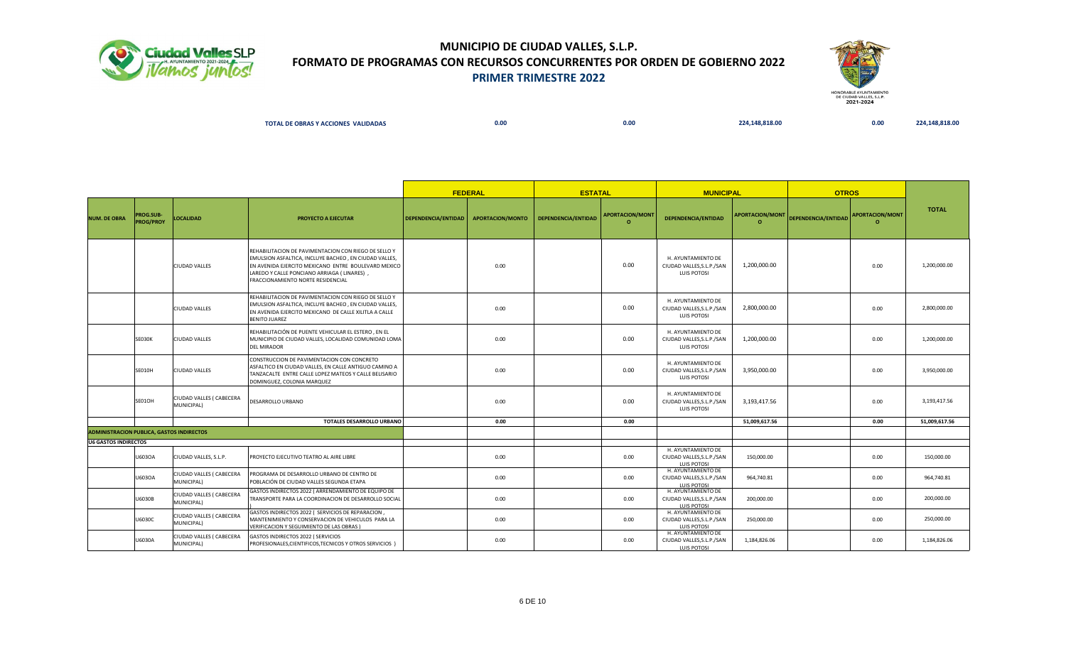# MUNICIPIO DE CIUDAD VALLES, S.L.P.

## FORMATO DE PROGRAMAS CON RECURSOS CONCURRENTES POR ORDEN DE GOBIERNO 2022

### PRIMER TRIMESTRE 2022

| TOTAL DE OBRAS Y ACCIONES VALIDADAS | 0.00 | 0.00 | 224,148,818.00 | 0.00 | 224,148,818.00 |
|---|---|---|---|---|---|

| | | | | FEDERAL | | ESTATAL | | MUNICIPAL | | OTROS | | |
|---|---|---|---|---|---|---|---|---|---|---|---|---|
| NUM. DE OBRA | PROG.SUB-PROG/PROY | LOCALIDAD | PROYECTO A EJECUTAR | DEPENDENCIA/ENTIDAD | APORTACION/MONTO | DEPENDENCIA/ENTIDAD | APORTACION/MONTO | DEPENDENCIA/ENTIDAD | APORTACION/MONTO | DEPENDENCIA/ENTIDAD | APORTACION/MONTO | TOTAL |
| | | CIUDAD VALLES | REHABILITACION DE PAVIMENTACION CON RIEGO DE SELLO Y EMULSION ASFALTICA, INCLUYE BACHEO , EN CIUDAD VALLES, EN AVENIDA EJERCITO MEXICANO ENTRE BOULEVARD MEXICO LAREDO Y CALLE PONCIANO ARRIAGA ( LINARES) , FRACCIONAMIENTO NORTE RESIDENCIAL | | 0.00 | | 0.00 | H. AYUNTAMIENTO DE CIUDAD VALLES,S.L.P./SAN LUIS POTOSI | 1,200,000.00 | | 0.00 | 1,200,000.00 |
| | | CIUDAD VALLES | REHABILITACION DE PAVIMENTACION CON RIEGO DE SELLO Y EMULSION ASFALTICA, INCLUYE BACHEO , EN CIUDAD VALLES, EN AVENIDA EJERCITO MEXICANO DE CALLE XILITLA A CALLE BENITO JUAREZ | | 0.00 | | 0.00 | H. AYUNTAMIENTO DE CIUDAD VALLES,S.L.P./SAN LUIS POTOSI | 2,800,000.00 | | 0.00 | 2,800,000.00 |
| | SE030K | CIUDAD VALLES | REHABILITACIÓN DE PUENTE VEHICULAR EL ESTERO , EN EL MUNICIPIO DE CIUDAD VALLES, LOCALIDAD COMUNIDAD LOMA DEL MIRADOR | | 0.00 | | 0.00 | H. AYUNTAMIENTO DE CIUDAD VALLES,S.L.P./SAN LUIS POTOSI | 1,200,000.00 | | 0.00 | 1,200,000.00 |
| | SE010H | CIUDAD VALLES | CONSTRUCCION DE PAVIMENTACION CON CONCRETO ASFALTICO EN CIUDAD VALLES, EN CALLE ANTIGUO CAMINO A TANZACALTE ENTRE CALLE LOPEZ MATEOS Y CALLE BELISARIO DOMINGUEZ, COLONIA MARQUEZ | | 0.00 | | 0.00 | H. AYUNTAMIENTO DE CIUDAD VALLES,S.L.P./SAN LUIS POTOSI | 3,950,000.00 | | 0.00 | 3,950,000.00 |
| | SE01OH | CIUDAD VALLES ( CABECERA MUNICIPAL) | DESARROLLO URBANO | | 0.00 | | 0.00 | H. AYUNTAMIENTO DE CIUDAD VALLES,S.L.P./SAN LUIS POTOSI | 3,193,417.56 | | 0.00 | 3,193,417.56 |
| | | | TOTALES DESARROLLO URBANO | | 0.00 | | 0.00 | | 51,009,617.56 | | 0.00 | 51,009,617.56 |
| ADMINISTRACION PUBLICA, GASTOS INDIRECTOS | | | | | | | | | | | | |
| U6 GASTOS INDIRECTOS | | | | | | | | | | | | |
| | U603OA | CIUDAD VALLES, S.L.P. | PROYECTO EJECUTIVO TEATRO AL AIRE LIBRE | | 0.00 | | 0.00 | H. AYUNTAMIENTO DE CIUDAD VALLES,S.L.P./SAN LUIS POTOSI | 150,000.00 | | 0.00 | 150,000.00 |
| | U603OA | CIUDAD VALLES ( CABECERA MUNICIPAL) | PROGRAMA DE DESARROLLO URBANO DE CENTRO DE POBLACIÓN DE CIUDAD VALLES SEGUNDA ETAPA | | 0.00 | | 0.00 | H. AYUNTAMIENTO DE CIUDAD VALLES,S.L.P./SAN LUIS POTOSI | 964,740.81 | | 0.00 | 964,740.81 |
| | U6030B | CIUDAD VALLES ( CABECERA MUNICIPAL) | GASTOS INDIRECTOS 2022 ( ARRENDAMIENTO DE EQUIPO DE TRANSPORTE PARA LA COORDINACION DE DESARROLLO SOCIAL ) | | 0.00 | | 0.00 | H. AYUNTAMIENTO DE CIUDAD VALLES,S.L.P./SAN LUIS POTOSI | 200,000.00 | | 0.00 | 200,000.00 |
| | U6030C | CIUDAD VALLES ( CABECERA MUNICIPAL) | GASTOS INDIRECTOS 2022 ( SERVICIOS DE REPARACION , MANTENIMIENTO Y CONSERVACION DE VEHICULOS PARA LA VERIFICACION Y SEGUIMIENTO DE LAS OBRAS ) | | 0.00 | | 0.00 | H. AYUNTAMIENTO DE CIUDAD VALLES,S.L.P./SAN LUIS POTOSI | 250,000.00 | | 0.00 | 250,000.00 |
| | U6030A | CIUDAD VALLES ( CABECERA MUNICIPAL) | GASTOS INDIRECTOS 2022 ( SERVICIOS PROFESIONALES,CIENTIFICOS,TECNICOS Y OTROS SERVICIOS ) | | 0.00 | | 0.00 | H. AYUNTAMIENTO DE CIUDAD VALLES,S.L.P./SAN LUIS POTOSI | 1,184,826.06 | | 0.00 | 1,184,826.06 |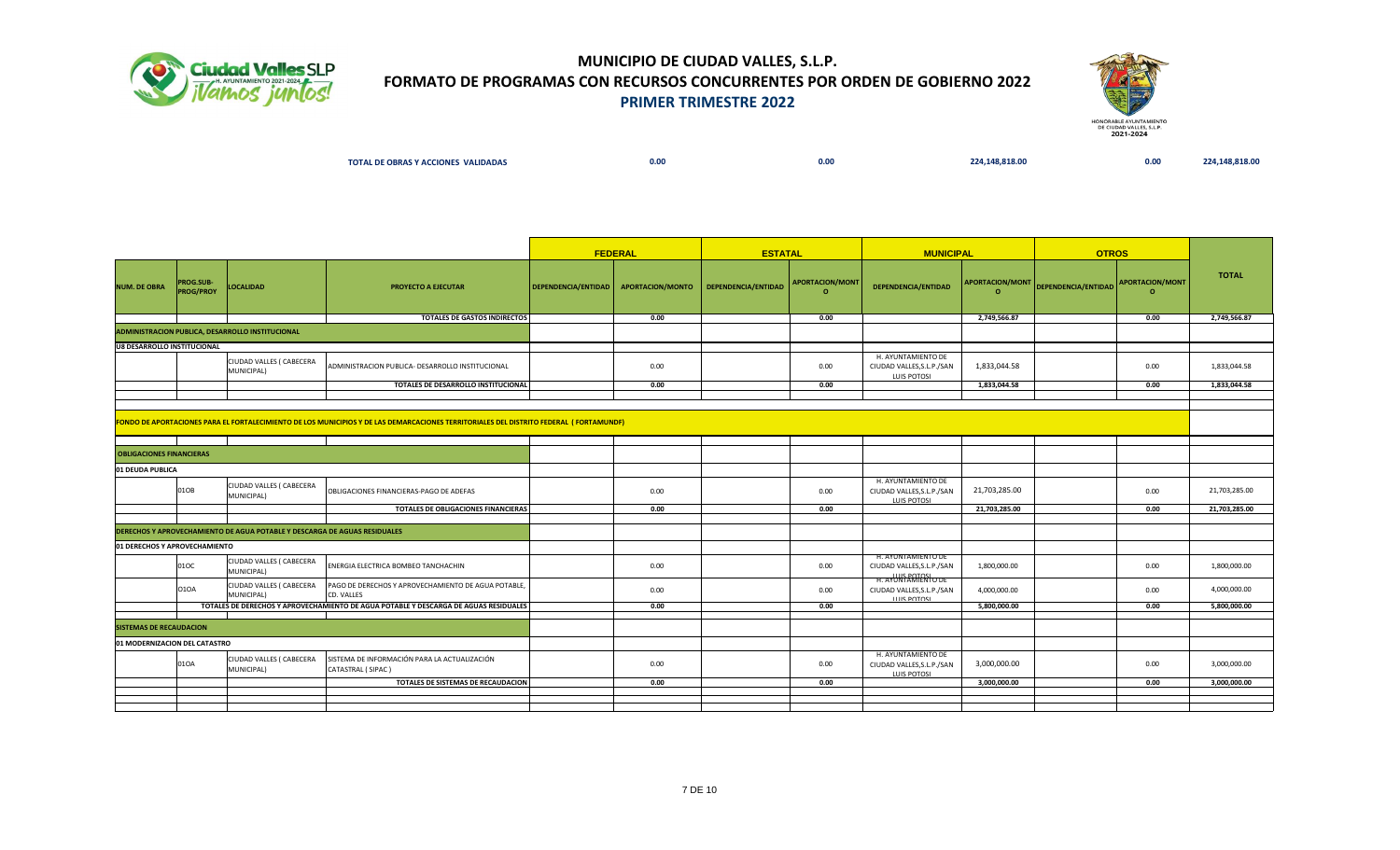# MUNICIPIO DE CIUDAD VALLES, S.L.P.

## FORMATO DE PROGRAMAS CON RECURSOS CONCURRENTES POR ORDEN DE GOBIERNO 2022

### PRIMER TRIMESTRE 2022

| TOTAL DE OBRAS Y ACCIONES VALIDADAS | 0.00 | 0.00 | 224,148,818.00 | 0.00 | 224,148,818.00 |
|---|---|---|---|---|---|

| | | | | FEDERAL | | ESTATAL | | MUNICIPAL | | OTROS | | |
|---|---|---|---|---|---|---|---|---|---|---|---|---|
| NUM. DE OBRA | PROG.SUB-PROG/PROY | LOCALIDAD | PROYECTO A EJECUTAR | DEPENDENCIA/ENTIDAD | APORTACION/MONTO | DEPENDENCIA/ENTIDAD | APORTACION/MONTO | DEPENDENCIA/ENTIDAD | APORTACION/MONTO | DEPENDENCIA/ENTIDAD | APORTACION/MONTO | TOTAL |
| | | | **TOTALES DE GASTOS INDIRECTOS** | | **0.00** | | **0.00** | | **2,749,566.87** | | **0.00** | **2,749,566.87** |
| **ADMINISTRACION PUBLICA, DESARROLLO INSTITUCIONAL** | | | | | | | | | | | | |
| **U8 DESARROLLO INSTITUCIONAL** | | | | | | | | | | | | |
| | | CIUDAD VALLES ( CABECERA MUNICIPAL) | ADMINISTRACION PUBLICA- DESARROLLO INSTITUCIONAL | | 0.00 | | 0.00 | H. AYUNTAMIENTO DE CIUDAD VALLES,S.L.P./SAN LUIS POTOSI | 1,833,044.58 | | 0.00 | 1,833,044.58 |
| | | | **TOTALES DE DESARROLLO INSTITUCIONAL** | | **0.00** | | **0.00** | | **1,833,044.58** | | **0.00** | **1,833,044.58** |
| **FONDO DE APORTACIONES PARA EL FORTALECIMIENTO DE LOS MUNICIPIOS Y DE LAS DEMARCACIONES TERRITORIALES DEL DISTRITO FEDERAL ( FORTAMUNDF)** | | | | | | | | | | | | |
| **OBLIGACIONES FINANCIERAS** | | | | | | | | | | | | |
| **01 DEUDA PUBLICA** | | | | | | | | | | | | |
| | 01OB | CIUDAD VALLES ( CABECERA MUNICIPAL) | OBLIGACIONES FINANCIERAS-PAGO DE ADEFAS | | 0.00 | | 0.00 | H. AYUNTAMIENTO DE CIUDAD VALLES,S.L.P./SAN LUIS POTOSI | 21,703,285.00 | | 0.00 | 21,703,285.00 |
| | | | **TOTALES DE OBLIGACIONES FINANCIERAS** | | **0.00** | | **0.00** | | **21,703,285.00** | | **0.00** | **21,703,285.00** |
| **DERECHOS Y APROVECHAMIENTO DE AGUA POTABLE Y DESCARGA DE AGUAS RESIDUALES** | | | | | | | | | | | | |
| **01 DERECHOS Y APROVECHAMIENTO** | | | | | | | | | | | | |
| | 01OC | CIUDAD VALLES ( CABECERA MUNICIPAL) | ENERGIA ELECTRICA BOMBEO TANCHACHIN | | 0.00 | | 0.00 | H. AYUNTAMIENTO DE CIUDAD VALLES,S.L.P./SAN LUIS POTOSI | 1,800,000.00 | | 0.00 | 1,800,000.00 |
| | O1OA | CIUDAD VALLES ( CABECERA MUNICIPAL) | PAGO DE DERECHOS Y APROVECHAMIENTO DE AGUA POTABLE, CD. VALLES | | 0.00 | | 0.00 | H. AYUNTAMIENTO DE CIUDAD VALLES,S.L.P./SAN LUIS POTOSI | 4,000,000.00 | | 0.00 | 4,000,000.00 |
| | | | **TOTALES DE DERECHOS Y APROVECHAMIENTO DE AGUA POTABLE Y DESCARGA DE AGUAS RESIDUALES** | | **0.00** | | **0.00** | | **5,800,000.00** | | **0.00** | **5,800,000.00** |
| **SISTEMAS DE RECAUDACION** | | | | | | | | | | | | |
| **01 MODERNIZACION DEL CATASTRO** | | | | | | | | | | | | |
| | 01OA | CIUDAD VALLES ( CABECERA MUNICIPAL) | SISTEMA DE INFORMACIÓN PARA LA ACTUALIZACIÓN CATASTRAL ( SIPAC ) | | 0.00 | | 0.00 | H. AYUNTAMIENTO DE CIUDAD VALLES,S.L.P./SAN LUIS POTOSI | 3,000,000.00 | | 0.00 | 3,000,000.00 |
| | | | **TOTALES DE SISTEMAS DE RECAUDACION** | | **0.00** | | **0.00** | | **3,000,000.00** | | **0.00** | **3,000,000.00** |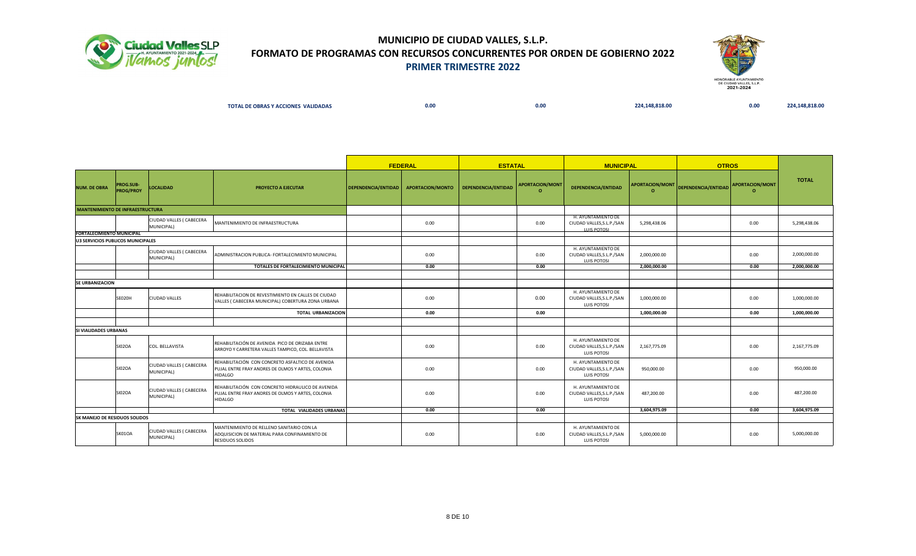# MUNICIPIO DE CIUDAD VALLES, S.L.P.

## FORMATO DE PROGRAMAS CON RECURSOS CONCURRENTES POR ORDEN DE GOBIERNO 2022

### PRIMER TRIMESTRE 2022

**TOTAL DE OBRAS Y ACCIONES VALIDADAS** 0.00 | 0.00 | 224,148,818.00 | 0.00 | 224,148,818.00

| | | | | FEDERAL | | ESTATAL | | MUNICIPAL | | OTROS | | |
|---|---|---|---|---|---|---|---|---|---|---|---|---|
| NUM. DE OBRA | PROG.SUB-PROG/PROY | LOCALIDAD | PROYECTO A EJECUTAR | DEPENDENCIA/ENTIDAD | APORTACION/MONTO | DEPENDENCIA/ENTIDAD | APORTACION/MONTO | DEPENDENCIA/ENTIDAD | APORTACION/MONTO | DEPENDENCIA/ENTIDAD | APORTACION/MONTO | TOTAL |
| MANTENIMIENTO DE INFRAESTRUCTURA | | | | | | | | | | | | |
| | | CIUDAD VALLES ( CABECERA MUNICIPAL) | MANTENIMIENTO DE INFRAESTRUCTURA | | 0.00 | | 0.00 | H. AYUNTAMIENTO DE CIUDAD VALLES,S.L.P./SAN LUIS POTOSI | 5,298,438.06 | | 0.00 | 5,298,438.06 |
| FORTALECIMIENTO MUNICIPAL | | | | | | | | | | | | |
| U3 SERVICIOS PUBLICOS MUNICIPALES | | | | | | | | | | | | |
| | | CIUDAD VALLES ( CABECERA MUNICIPAL) | ADMINISTRACION PUBLICA- FORTALECIMIENTO MUNICIPAL | | 0.00 | | 0.00 | H. AYUNTAMIENTO DE CIUDAD VALLES,S.L.P./SAN LUIS POTOSI | 2,000,000.00 | | 0.00 | 2,000,000.00 |
| | | | TOTALES DE FORTALECIMIENTO MUNICIPAL | | 0.00 | | 0.00 | | 2,000,000.00 | | 0.00 | 2,000,000.00 |
| SE URBANIZACION | | | | | | | | | | | | |
| | SE020H | CIUDAD VALLES | REHABILITACION DE REVESTIMIENTO EN CALLES DE CIUDAD VALLES ( CABECERA MUNICIPAL) COBERTURA ZONA URBANA | | 0.00 | | 0.00 | H. AYUNTAMIENTO DE CIUDAD VALLES,S.L.P./SAN LUIS POTOSI | 1,000,000.00 | | 0.00 | 1,000,000.00 |
| | | | TOTAL URBANIZACION | | 0.00 | | 0.00 | | 1,000,000.00 | | 0.00 | 1,000,000.00 |
| SI VIALIDADES URBANAS | | | | | | | | | | | | |
| | SI02OA | COL. BELLAVISTA | REHABILITACIÓN DE AVENIDA PICO DE ORIZABA ENTRE ARROYO Y CARRETERA VALLES TAMPICO, COL. BELLAVISTA | | 0.00 | | 0.00 | H. AYUNTAMIENTO DE CIUDAD VALLES,S.L.P./SAN LUIS POTOSI | 2,167,775.09 | | 0.00 | 2,167,775.09 |
| | SI02OA | CIUDAD VALLES ( CABECERA MUNICIPAL) | REHABILITACIÓN CON CONCRETO ASFALTICO DE AVENIDA PUJAL ENTRE FRAY ANDRES DE OLMOS Y ARTES, COLONIA HIDALGO | | 0.00 | | 0.00 | H. AYUNTAMIENTO DE CIUDAD VALLES,S.L.P./SAN LUIS POTOSI | 950,000.00 | | 0.00 | 950,000.00 |
| | SI02OA | CIUDAD VALLES ( CABECERA MUNICIPAL) | REHABILITACIÓN CON CONCRETO HIDRAULICO DE AVENIDA PUJAL ENTRE FRAY ANDRES DE OLMOS Y ARTES, COLONIA HIDALGO | | 0.00 | | 0.00 | H. AYUNTAMIENTO DE CIUDAD VALLES,S.L.P./SAN LUIS POTOSI | 487,200.00 | | 0.00 | 487,200.00 |
| | | | TOTAL VIALIDADES URBANAS | | 0.00 | | 0.00 | | 3,604,975.09 | | 0.00 | 3,604,975.09 |
| SK MANEJO DE RESIDUOS SOLIDOS | | | | | | | | | | | | |
| | SK01OA | CIUDAD VALLES ( CABECERA MUNICIPAL) | MANTENIMIENTO DE RELLENO SANITARIO CON LA ADQUISICION DE MATERIAL PARA CONFINAMIENTO DE RESIDUOS SOLIDOS | | 0.00 | | 0.00 | H. AYUNTAMIENTO DE CIUDAD VALLES,S.L.P./SAN LUIS POTOSI | 5,000,000.00 | | 0.00 | 5,000,000.00 |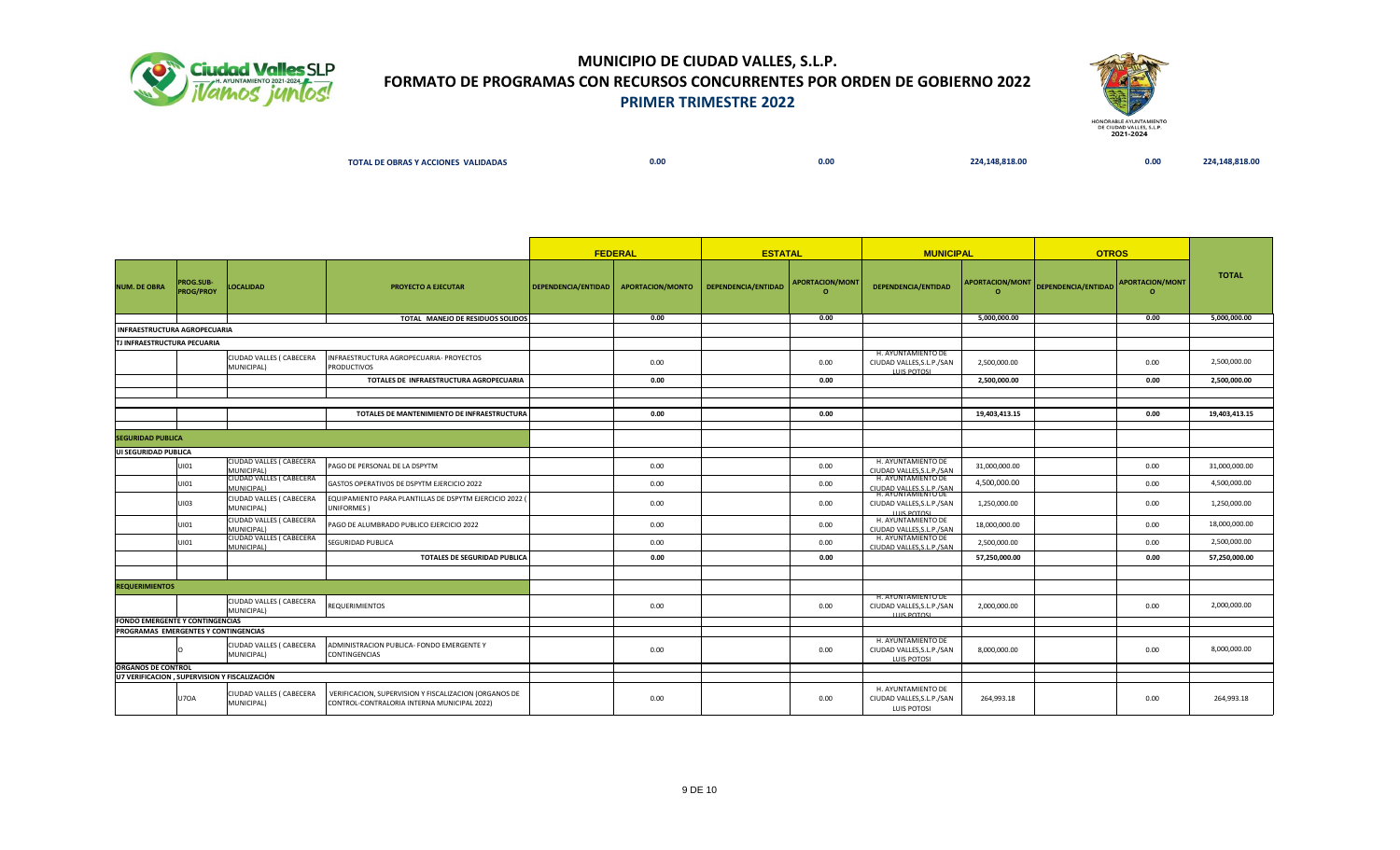## MUNICIPIO DE CIUDAD VALLES, S.L.P.
## FORMATO DE PROGRAMAS CON RECURSOS CONCURRENTES POR ORDEN DE GOBIERNO 2022
### PRIMER TRIMESTRE 2022

| TOTAL DE OBRAS Y ACCIONES VALIDADAS | 0.00 | 0.00 | 224,148,818.00 | 0.00 | 224,148,818.00 |
|---|---|---|---|---|---|

| | | | | FEDERAL | | ESTATAL | | MUNICIPAL | | OTROS | | |
|---|---|---|---|---|---|---|---|---|---|---|---|---|
| NUM. DE OBRA | PROG.SUB-PROG/PROY | LOCALIDAD | PROYECTO A EJECUTAR | DEPENDENCIA/ENTIDAD | APORTACION/MONTO | DEPENDENCIA/ENTIDAD | APORTACION/MONTO | DEPENDENCIA/ENTIDAD | APORTACION/MONTO | DEPENDENCIA/ENTIDAD | APORTACION/MONTO | TOTAL |
| | | | TOTAL MANEJO DE RESIDUOS SOLIDOS | | 0.00 | | 0.00 | | 5,000,000.00 | | 0.00 | 5,000,000.00 |
| INFRAESTRUCTURA AGROPECUARIA | | | | | | | | | | | | |
| TJ INFRAESTRUCTURA PECUARIA | | | | | | | | | | | | |
| | | CIUDAD VALLES ( CABECERA MUNICIPAL) | INFRAESTRUCTURA AGROPECUARIA- PROYECTOS PRODUCTIVOS | | 0.00 | | 0.00 | H. AYUNTAMIENTO DE CIUDAD VALLES,S.L.P./SAN LUIS POTOSI | 2,500,000.00 | | 0.00 | 2,500,000.00 |
| | | | TOTALES DE INFRAESTRUCTURA AGROPECUARIA | | 0.00 | | 0.00 | | 2,500,000.00 | | 0.00 | 2,500,000.00 |
| | | | TOTALES DE MANTENIMIENTO DE INFRAESTRUCTURA | | 0.00 | | 0.00 | | 19,403,413.15 | | 0.00 | 19,403,413.15 |
| SEGURIDAD PUBLICA | | | | | | | | | | | | |
| UI SEGURIDAD PUBLICA | | | | | | | | | | | | |
| | UI01 | CIUDAD VALLES ( CABECERA MUNICIPAL) | PAGO DE PERSONAL DE LA DSPYTM | | 0.00 | | 0.00 | H. AYUNTAMIENTO DE CIUDAD VALLES,S.L.P./SAN | 31,000,000.00 | | 0.00 | 31,000,000.00 |
| | UI01 | CIUDAD VALLES ( CABECERA MUNICIPAL) | GASTOS OPERATIVOS DE DSPYTM EJERCICIO 2022 | | 0.00 | | 0.00 | H. AYUNTAMIENTO DE CIUDAD VALLES,S.L.P./SAN | 4,500,000.00 | | 0.00 | 4,500,000.00 |
| | UI03 | CIUDAD VALLES ( CABECERA MUNICIPAL) | EQUIPAMIENTO PARA PLANTILLAS DE DSPYTM EJERCICIO 2022 ( UNIFORMES ) | | 0.00 | | 0.00 | H. AYUNTAMIENTO DE CIUDAD VALLES,S.L.P./SAN LUIS POTOSI | 1,250,000.00 | | 0.00 | 1,250,000.00 |
| | UI01 | CIUDAD VALLES ( CABECERA MUNICIPAL) | PAGO DE ALUMBRADO PUBLICO EJERCICIO 2022 | | 0.00 | | 0.00 | H. AYUNTAMIENTO DE CIUDAD VALLES,S.L.P./SAN | 18,000,000.00 | | 0.00 | 18,000,000.00 |
| | UI01 | CIUDAD VALLES ( CABECERA MUNICIPAL) | SEGURIDAD PUBLICA | | 0.00 | | 0.00 | H. AYUNTAMIENTO DE CIUDAD VALLES,S.L.P./SAN | 2,500,000.00 | | 0.00 | 2,500,000.00 |
| | | | TOTALES DE SEGURIDAD PUBLICA | | 0.00 | | 0.00 | | 57,250,000.00 | | 0.00 | 57,250,000.00 |
| REQUERIMIENTOS | | | | | | | | | | | | |
| | | CIUDAD VALLES ( CABECERA MUNICIPAL) | REQUERIMIENTOS | | 0.00 | | 0.00 | H. AYUNTAMIENTO DE CIUDAD VALLES,S.L.P./SAN LUIS POTOSI | 2,000,000.00 | | 0.00 | 2,000,000.00 |
| FONDO EMERGENTE Y CONTINGENCIAS | | | | | | | | | | | | |
| PROGRAMAS EMERGENTES Y CONTINGENCIAS | | | | | | | | | | | | |
| | O | CIUDAD VALLES ( CABECERA MUNICIPAL) | ADMINISTRACION PUBLICA- FONDO EMERGENTE Y CONTINGENCIAS | | 0.00 | | 0.00 | H. AYUNTAMIENTO DE CIUDAD VALLES,S.L.P./SAN LUIS POTOSI | 8,000,000.00 | | 0.00 | 8,000,000.00 |
| ORGANOS DE CONTROL | | | | | | | | | | | | |
| U7 VERIFICACION , SUPERVISION Y FISCALIZACIÓN | | | | | | | | | | | | |
| | U7OA | CIUDAD VALLES ( CABECERA MUNICIPAL) | VERIFICACION, SUPERVISION Y FISCALIZACION (ORGANOS DE CONTROL-CONTRALORIA INTERNA MUNICIPAL 2022) | | 0.00 | | 0.00 | H. AYUNTAMIENTO DE CIUDAD VALLES,S.L.P./SAN LUIS POTOSI | 264,993.18 | | 0.00 | 264,993.18 |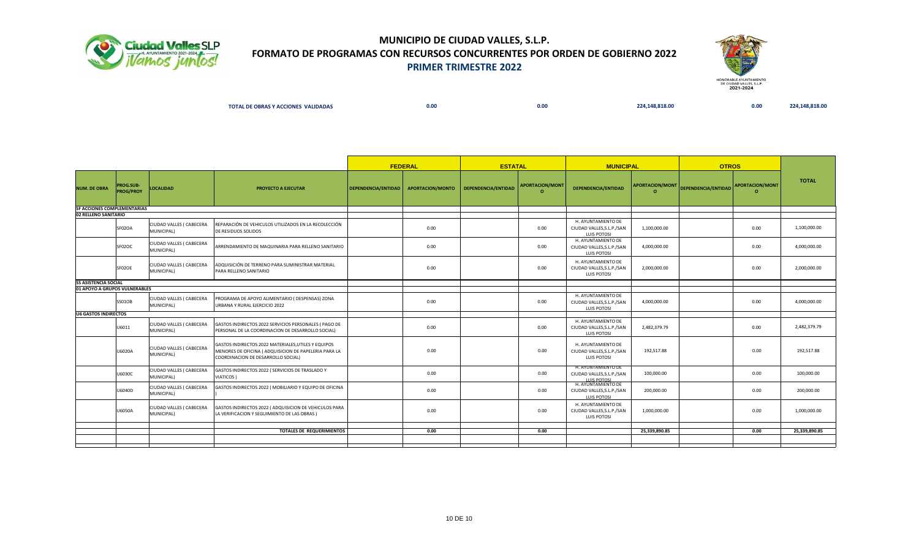# MUNICIPIO DE CIUDAD VALLES, S.L.P.
## FORMATO DE PROGRAMAS CON RECURSOS CONCURRENTES POR ORDEN DE GOBIERNO 2022
### PRIMER TRIMESTRE 2022

| | | | | |
|---|---|---|---|---|
| **TOTAL DE OBRAS Y ACCIONES VALIDADAS** | 0.00 | 0.00 | 224,148,818.00 | 0.00 |
| | | | | 224,148,818.00 |

| | | | | FEDERAL | | ESTATAL | | MUNICIPAL | | OTROS | | |
|---|---|---|---|---|---|---|---|---|---|---|---|---|
| NUM. DE OBRA | PROG.SUB-PROG/PROY | LOCALIDAD | PROYECTO A EJECUTAR | DEPENDENCIA/ENTIDAD | APORTACION/MONTO | DEPENDENCIA/ENTIDAD | APORTACION/MONTO | DEPENDENCIA/ENTIDAD | APORTACION/MONTO | DEPENDENCIA/ENTIDAD | APORTACION/MONTO | TOTAL |
| **SF ACCIONES COMPLEMENTARIAS** | | | | | | | | | | | | |
| **02 RELLENO SANITARIO** | | | | | | | | | | | | |
| | SF02OA | CIUDAD VALLES ( CABECERA MUNICIPAL) | REPARACIÓN DE VEHICULOS UTILIZADOS EN LA RECOLECCIÓN DE RESIDUOS SOLIDOS | | 0.00 | | 0.00 | H. AYUNTAMIENTO DE CIUDAD VALLES,S.L.P./SAN LUIS POTOSI | 1,100,000.00 | | 0.00 | 1,100,000.00 |
| | SF02OC | CIUDAD VALLES ( CABECERA MUNICIPAL) | ARRENDAMIENTO DE MAQUINARIA PARA RELLENO SANITARIO | | 0.00 | | 0.00 | H. AYUNTAMIENTO DE CIUDAD VALLES,S.L.P./SAN LUIS POTOSI | 4,000,000.00 | | 0.00 | 4,000,000.00 |
| | SF02OE | CIUDAD VALLES ( CABECERA MUNICIPAL) | ADQUISICIÓN DE TERRENO PARA SUMINISTRAR MATERIAL PARA RELLENO SANITARIO | | 0.00 | | 0.00 | H. AYUNTAMIENTO DE CIUDAD VALLES,S.L.P./SAN LUIS POTOSI | 2,000,000.00 | | 0.00 | 2,000,000.00 |
| **SS ASISTENCIA SOCIAL** | | | | | | | | | | | | |
| **01 APOYO A GRUPOS VULNERABLES** | | | | | | | | | | | | |
| | SS01OB | CIUDAD VALLES ( CABECERA MUNICIPAL) | PROGRAMA DE APOYO ALIMENTARIO ( DESPENSAS) ZONA URBANA Y RURAL EJERCICIO 2022 | | 0.00 | | 0.00 | H. AYUNTAMIENTO DE CIUDAD VALLES,S.L.P./SAN LUIS POTOSI | 4,000,000.00 | | 0.00 | 4,000,000.00 |
| **U6 GASTOS INDIRECTOS** | | | | | | | | | | | | |
| | U6011 | CIUDAD VALLES ( CABECERA MUNICIPAL) | GASTOS INDIRECTOS 2022 SERVICIOS PERSONALES ( PAGO DE PERSONAL DE LA COORDINACION DE DESARROLLO SOCIAL) | | 0.00 | | 0.00 | H. AYUNTAMIENTO DE CIUDAD VALLES,S.L.P./SAN LUIS POTOSI | 2,482,379.79 | | 0.00 | 2,482,379.79 |
| | U602OA | CIUDAD VALLES ( CABECERA MUNICIPAL) | GASTOS INDIRECTOS 2022 MATERIALES,UTILES Y EQUIPOS MENORES DE OFICINA ( ADQUISICION DE PAPELERIA PARA LA COORDINACION DE DESARROLLO SOCIAL) | | 0.00 | | 0.00 | H. AYUNTAMIENTO DE CIUDAD VALLES,S.L.P./SAN LUIS POTOSI | 192,517.88 | | 0.00 | 192,517.88 |
| | U603OC | CIUDAD VALLES ( CABECERA MUNICIPAL) | GASTOS INDIRECTOS 2022 ( SERVICIOS DE TRASLADO Y VIATICOS ) | | 0.00 | | 0.00 | H. AYUNTAMIENTO DE CIUDAD VALLES,S.L.P./SAN LUIS POTOSI | 100,000.00 | | 0.00 | 100,000.00 |
| | U604OD | CIUDAD VALLES ( CABECERA MUNICIPAL) | GASTOS INDIRECTOS 2022 ( MOBILIARIO Y EQUIPO DE OFICINA ) | | 0.00 | | 0.00 | H. AYUNTAMIENTO DE CIUDAD VALLES,S.L.P./SAN LUIS POTOSI | 200,000.00 | | 0.00 | 200,000.00 |
| | U605OA | CIUDAD VALLES ( CABECERA MUNICIPAL) | GASTOS INDIRECTOS 2022 ( ADQUISICION DE VEHICULOS PARA LA VERIFICACION Y SEGUIMIENTO DE LAS OBRAS ) | | 0.00 | | 0.00 | H. AYUNTAMIENTO DE CIUDAD VALLES,S.L.P./SAN LUIS POTOSI | 1,000,000.00 | | 0.00 | 1,000,000.00 |
| | | | **TOTALES DE REQUERIMIENTOS** | | **0.00** | | **0.00** | | **25,339,890.85** | | **0.00** | **25,339,890.85** |